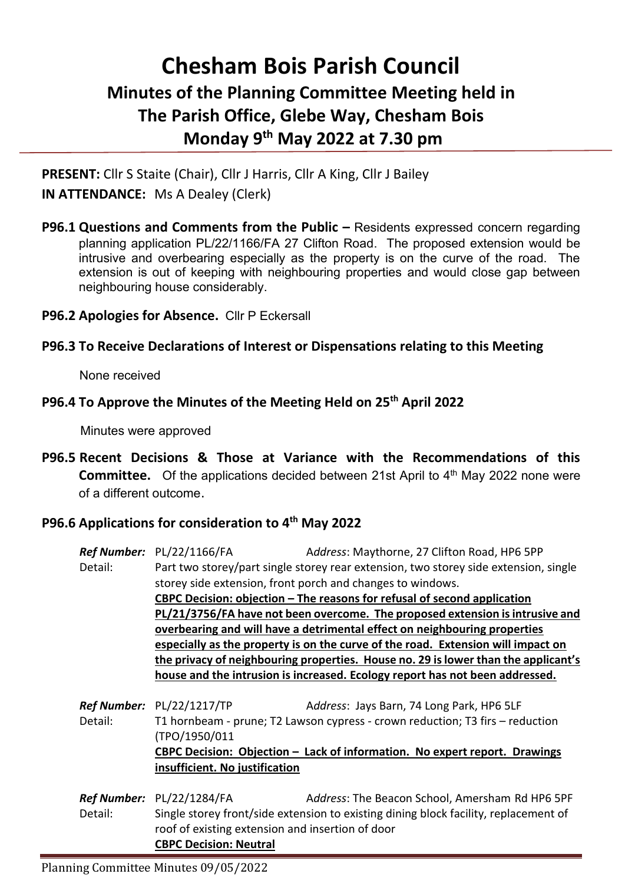# Chesham Bois Parish Council

## Minutes of the Planning Committee Meeting held in The Parish Office, Glebe Way, Chesham Bois Monday 9th May 2022 at 7.30 pm

**PRESENT:** Cllr S Staite (Chair), Cllr J Harris, Cllr A King, Cllr J Bailey

**IN ATTENDANCE:** Ms A Dealey (Clerk)

**P96.1 Questions and Comments from the Public –** Residents expressed concern regarding planning application PL/22/1166/FA 27 Clifton Road. The proposed extension would be intrusive and overbearing especially as the property is on the curve of the road. The extension is out of keeping with neighbouring properties and would close gap between neighbouring house considerably.

**P96.2 Apologies for Absence.** Cllr P Eckersall

**P96.3 To Receive Declarations of Interest or Dispensations relating to this Meeting**

None received

**P96.4 To Approve the Minutes of the Meeting Held on 25th April 2022**

Minutes were approved

**P96.5 Recent Decisions & Those at Variance with the Recommendations of this Committee.** Of the applications decided between 21st April to 4th May 2022 none were of a different outcome.

**P96.6 Applications for consideration to 4th May 2022**

***Ref Number:*** PL/22/1166/FA *Address*: Maythorne, 27 Clifton Road, HP6 5PP

Detail: Part two storey/part single storey rear extension, two storey side extension, single storey side extension, front porch and changes to windows.

**CBPC Decision: objection – The reasons for refusal of second application PL/21/3756/FA have not been overcome. The proposed extension is intrusive and overbearing and will have a detrimental effect on neighbouring properties especially as the property is on the curve of the road. Extension will impact on the privacy of neighbouring properties. House no. 29 is lower than the applicant's house and the intrusion is increased. Ecology report has not been addressed.**

***Ref Number:*** PL/22/1217/TP *Address*: Jays Barn, 74 Long Park, HP6 5LF

Detail: T1 hornbeam - prune; T2 Lawson cypress - crown reduction; T3 firs – reduction (TPO/1950/011

**CBPC Decision: Objection – Lack of information. No expert report. Drawings insufficient. No justification**

***Ref Number:*** PL/22/1284/FA *Address*: The Beacon School, Amersham Rd HP6 5PF

Detail: Single storey front/side extension to existing dining block facility, replacement of roof of existing extension and insertion of door

**CBPC Decision: Neutral**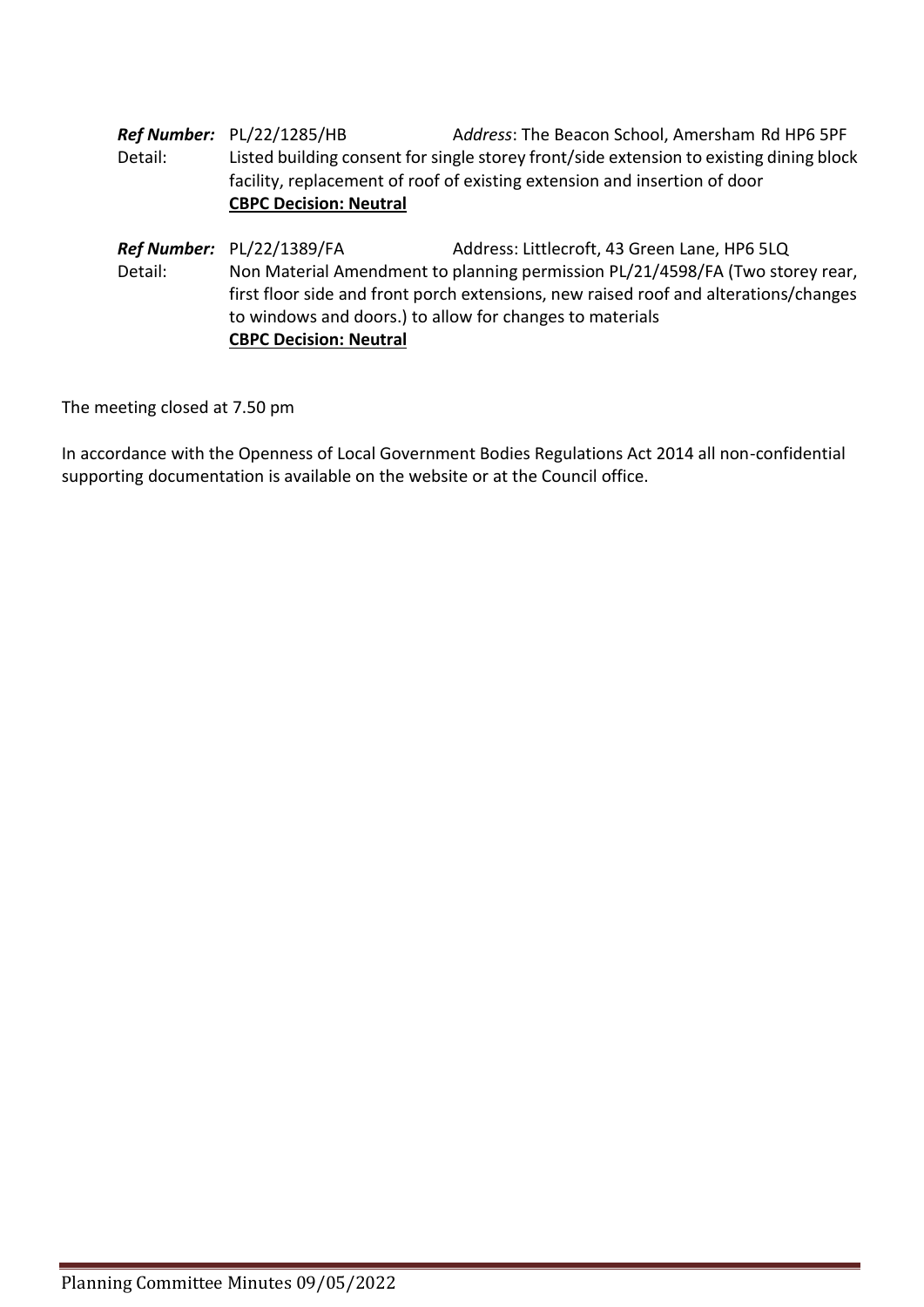***Ref Number:*** PL/22/1285/HB A*ddress*: The Beacon School, Amersham Rd HP6 5PF

Detail: Listed building consent for single storey front/side extension to existing dining block facility, replacement of roof of existing extension and insertion of door

**CBPC Decision: Neutral**

***Ref Number:*** PL/22/1389/FA Address: Littlecroft, 43 Green Lane, HP6 5LQ

Detail: Non Material Amendment to planning permission PL/21/4598/FA (Two storey rear, first floor side and front porch extensions, new raised roof and alterations/changes to windows and doors.) to allow for changes to materials

**CBPC Decision: Neutral**

The meeting closed at 7.50 pm

In accordance with the Openness of Local Government Bodies Regulations Act 2014 all non-confidential supporting documentation is available on the website or at the Council office.